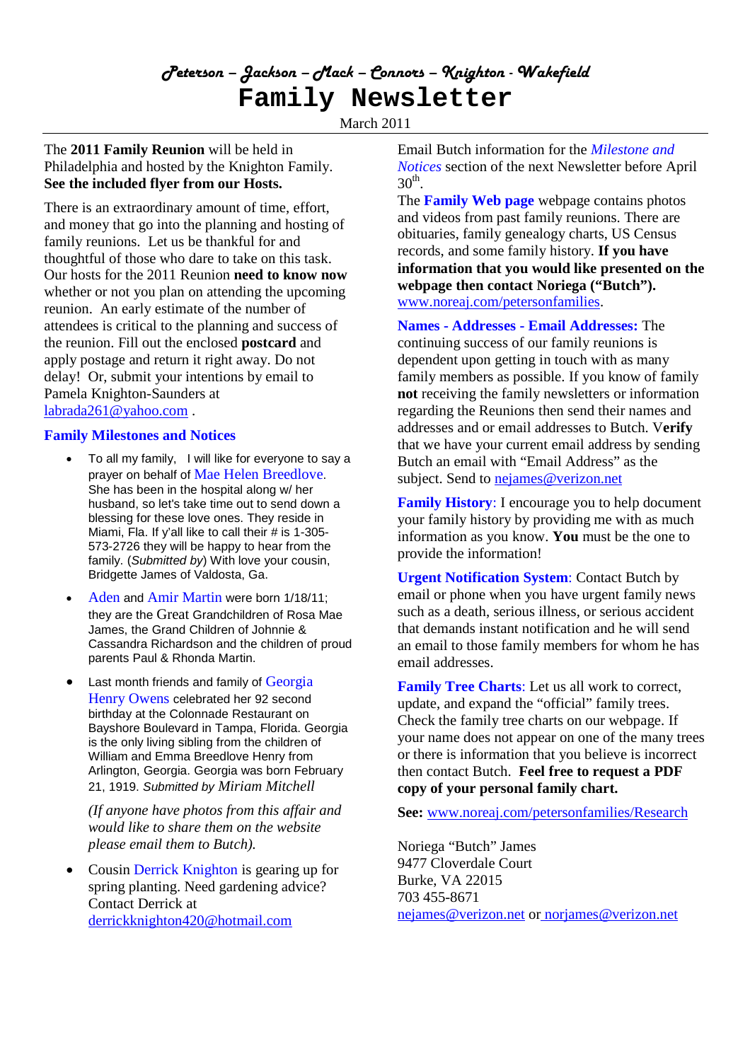# *Peterson – Jackson – Mack – Connors – Knighton - Wakefield*

# Family Newsletter

March 2011

The **2011 Family Reunion** will be held in Philadelphia and hosted by the Knighton Family. **See the included flyer from our Hosts.**

There is an extraordinary amount of time, effort, and money that go into the planning and hosting of family reunions. Let us be thankful for and thoughtful of those who dare to take on this task. Our hosts for the 2011 Reunion **need to know now** whether or not you plan on attending the upcoming reunion. An early estimate of the number of attendees is critical to the planning and success of the reunion. Fill out the enclosed **postcard** and apply postage and return it right away. Do not delay! Or, submit your intentions by email to Pamela Knighton-Saunders at labrada261@yahoo.com .

## Family Milestones and Notices

- To all my family, I will like for everyone to say a prayer on behalf of Mae Helen Breedlove. She has been in the hospital along w/ her husband, so let's take time out to send down a blessing for these love ones. They reside in Miami, Fla. If y'all like to call their # is 1-305-573-2726 they will be happy to hear from the family. (*Submitted by*) With love your cousin, Bridgette James of Valdosta, Ga.
- Aden and Amir Martin were born 1/18/11; they are the Great Grandchildren of Rosa Mae James, the Grand Children of Johnnie & Cassandra Richardson and the children of proud parents Paul & Rhonda Martin.
- Last month friends and family of Georgia Henry Owens celebrated her 92 second birthday at the Colonnade Restaurant on Bayshore Boulevard in Tampa, Florida. Georgia is the only living sibling from the children of William and Emma Breedlove Henry from Arlington, Georgia. Georgia was born February 21, 1919. *Submitted by Miriam Mitchell*

  *(If anyone have photos from this affair and would like to share them on the website please email them to Butch).*
- Cousin Derrick Knighton is gearing up for spring planting. Need gardening advice? Contact Derrick at derrickknighton420@hotmail.com

Email Butch information for the *Milestone and Notices* section of the next Newsletter before April 30th.

The **Family Web page** webpage contains photos and videos from past family reunions. There are obituaries, family genealogy charts, US Census records, and some family history. **If you have information that you would like presented on the webpage then contact Noriega ("Butch").** www.noreaj.com/petersonfamilies.

**Names - Addresses - Email Addresses:** The continuing success of our family reunions is dependent upon getting in touch with as many family members as possible. If you know of family **not** receiving the family newsletters or information regarding the Reunions then send their names and addresses and or email addresses to Butch. V**erify** that we have your current email address by sending Butch an email with "Email Address" as the subject. Send to nejames@verizon.net

**Family History**: I encourage you to help document your family history by providing me with as much information as you know. **You** must be the one to provide the information!

**Urgent Notification System**: Contact Butch by email or phone when you have urgent family news such as a death, serious illness, or serious accident that demands instant notification and he will send an email to those family members for whom he has email addresses.

**Family Tree Charts**: Let us all work to correct, update, and expand the "official" family trees. Check the family tree charts on our webpage. If your name does not appear on one of the many trees or there is information that you believe is incorrect then contact Butch. **Feel free to request a PDF copy of your personal family chart.**

**See:** www.noreaj.com/petersonfamilies/Research

Noriega "Butch" James
9477 Cloverdale Court
Burke, VA 22015
703 455-8671
nejames@verizon.net or norjames@verizon.net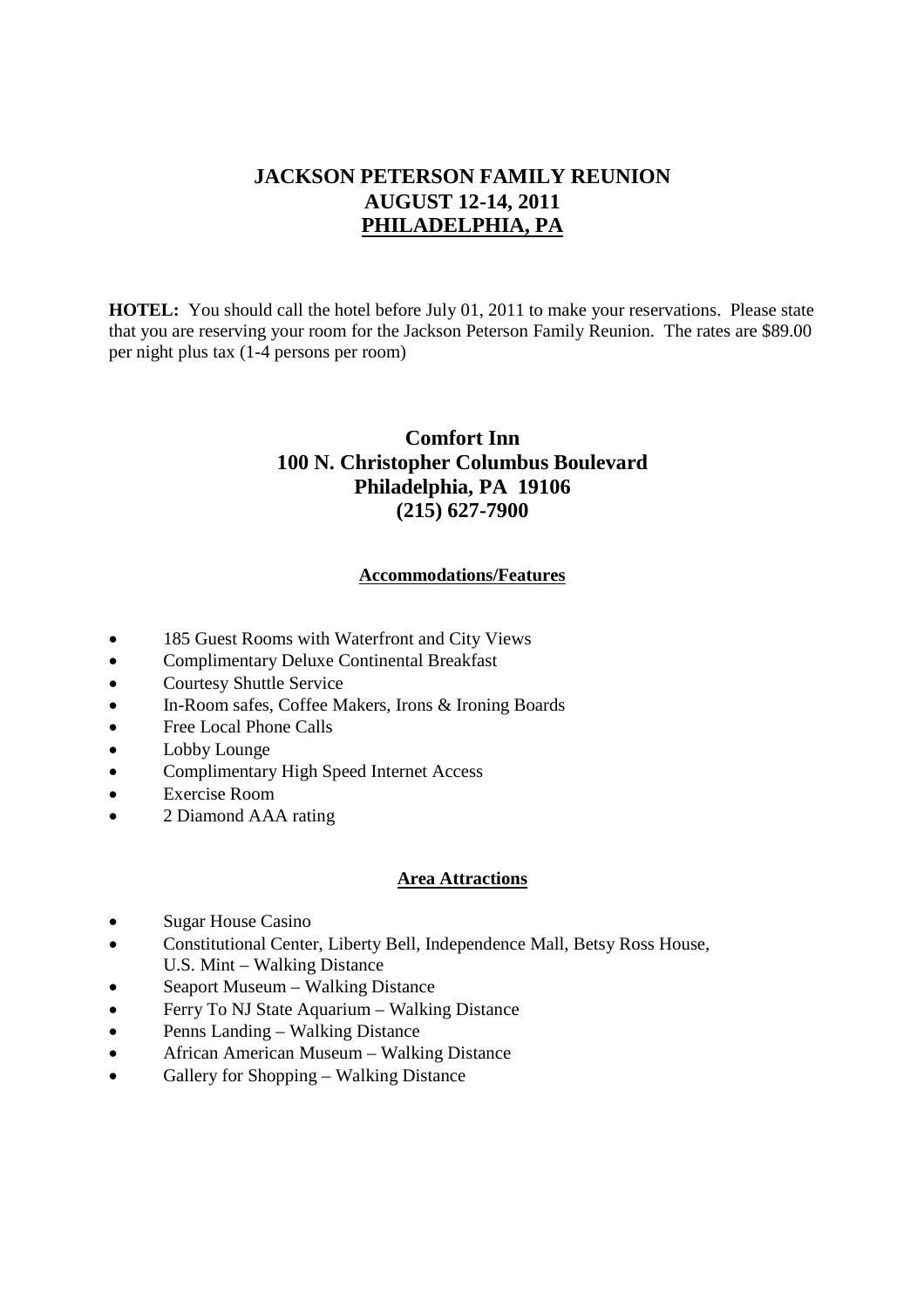# JACKSON PETERSON FAMILY REUNION
# AUGUST 12-14, 2011
# PHILADELPHIA, PA

**HOTEL:** You should call the hotel before July 01, 2011 to make your reservations. Please state that you are reserving your room for the Jackson Peterson Family Reunion. The rates are $89.00 per night plus tax (1-4 persons per room)

## Comfort Inn
## 100 N. Christopher Columbus Boulevard
## Philadelphia, PA 19106
## (215) 627-7900

### Accommodations/Features

- 185 Guest Rooms with Waterfront and City Views
- Complimentary Deluxe Continental Breakfast
- Courtesy Shuttle Service
- In-Room safes, Coffee Makers, Irons & Ironing Boards
- Free Local Phone Calls
- Lobby Lounge
- Complimentary High Speed Internet Access
- Exercise Room
- 2 Diamond AAA rating

### Area Attractions

- Sugar House Casino
- Constitutional Center, Liberty Bell, Independence Mall, Betsy Ross House, U.S. Mint – Walking Distance
- Seaport Museum – Walking Distance
- Ferry To NJ State Aquarium – Walking Distance
- Penns Landing – Walking Distance
- African American Museum – Walking Distance
- Gallery for Shopping – Walking Distance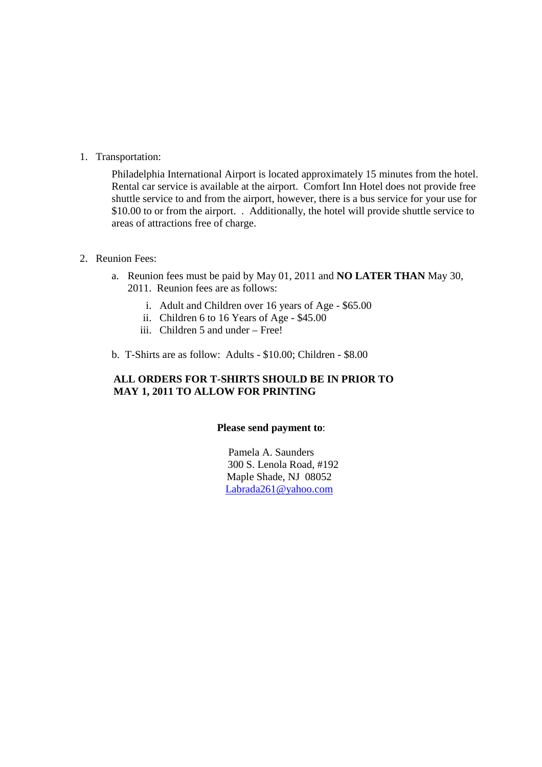1. Transportation:

   Philadelphia International Airport is located approximately 15 minutes from the hotel. Rental car service is available at the airport. Comfort Inn Hotel does not provide free shuttle service to and from the airport, however, there is a bus service for your use for $10.00 to or from the airport. . Additionally, the hotel will provide shuttle service to areas of attractions free of charge.

2. Reunion Fees:

   a. Reunion fees must be paid by May 01, 2011 and **NO LATER THAN** May 30, 2011. Reunion fees are as follows:

      i. Adult and Children over 16 years of Age - $65.00
      ii. Children 6 to 16 Years of Age - $45.00
      iii. Children 5 and under – Free!

   b. T-Shirts are as follow: Adults - $10.00; Children - $8.00

   **ALL ORDERS FOR T-SHIRTS SHOULD BE IN PRIOR TO MAY 1, 2011 TO ALLOW FOR PRINTING**

**Please send payment to**:

Pamela A. Saunders
300 S. Lenola Road, #192
Maple Shade, NJ 08052
Labrada261@yahoo.com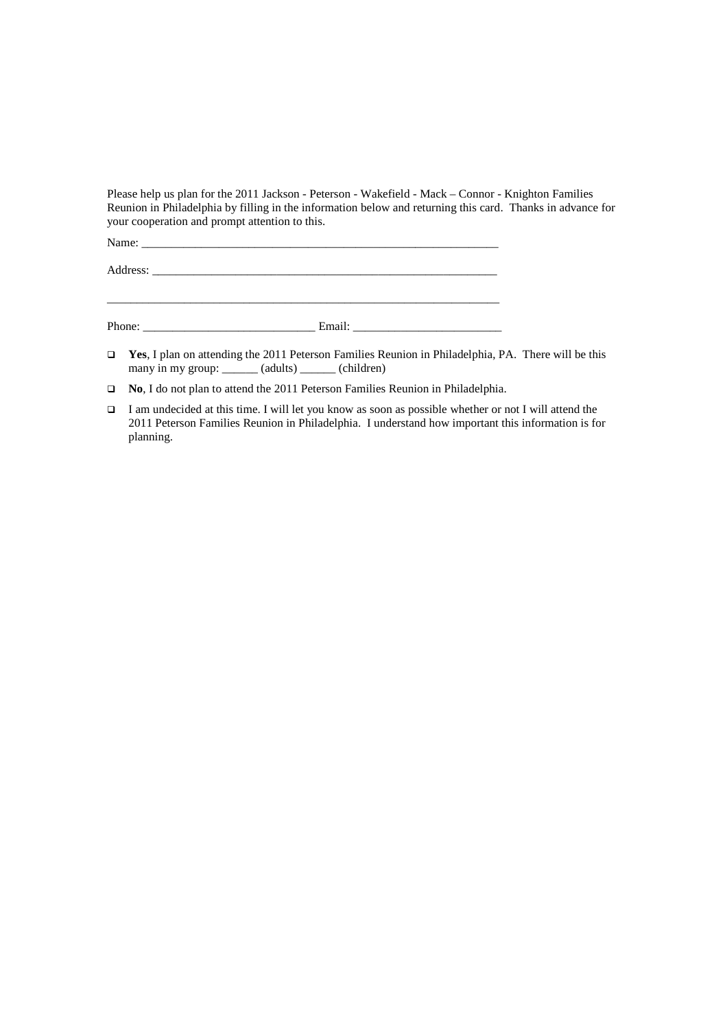Please help us plan for the 2011 Jackson - Peterson - Wakefield - Mack – Connor - Knighton Families Reunion in Philadelphia by filling in the information below and returning this card. Thanks in advance for your cooperation and prompt attention to this.

Name: _______________________________________________________________

Address: _____________________________________________________________

_____________________________________________________________________

Phone: _____________________________ Email: _________________________

- ❑ **Yes**, I plan on attending the 2011 Peterson Families Reunion in Philadelphia, PA. There will be this many in my group: ______ (adults) ______ (children)
- ❑ **No**, I do not plan to attend the 2011 Peterson Families Reunion in Philadelphia.
- ❑ I am undecided at this time. I will let you know as soon as possible whether or not I will attend the 2011 Peterson Families Reunion in Philadelphia. I understand how important this information is for planning.